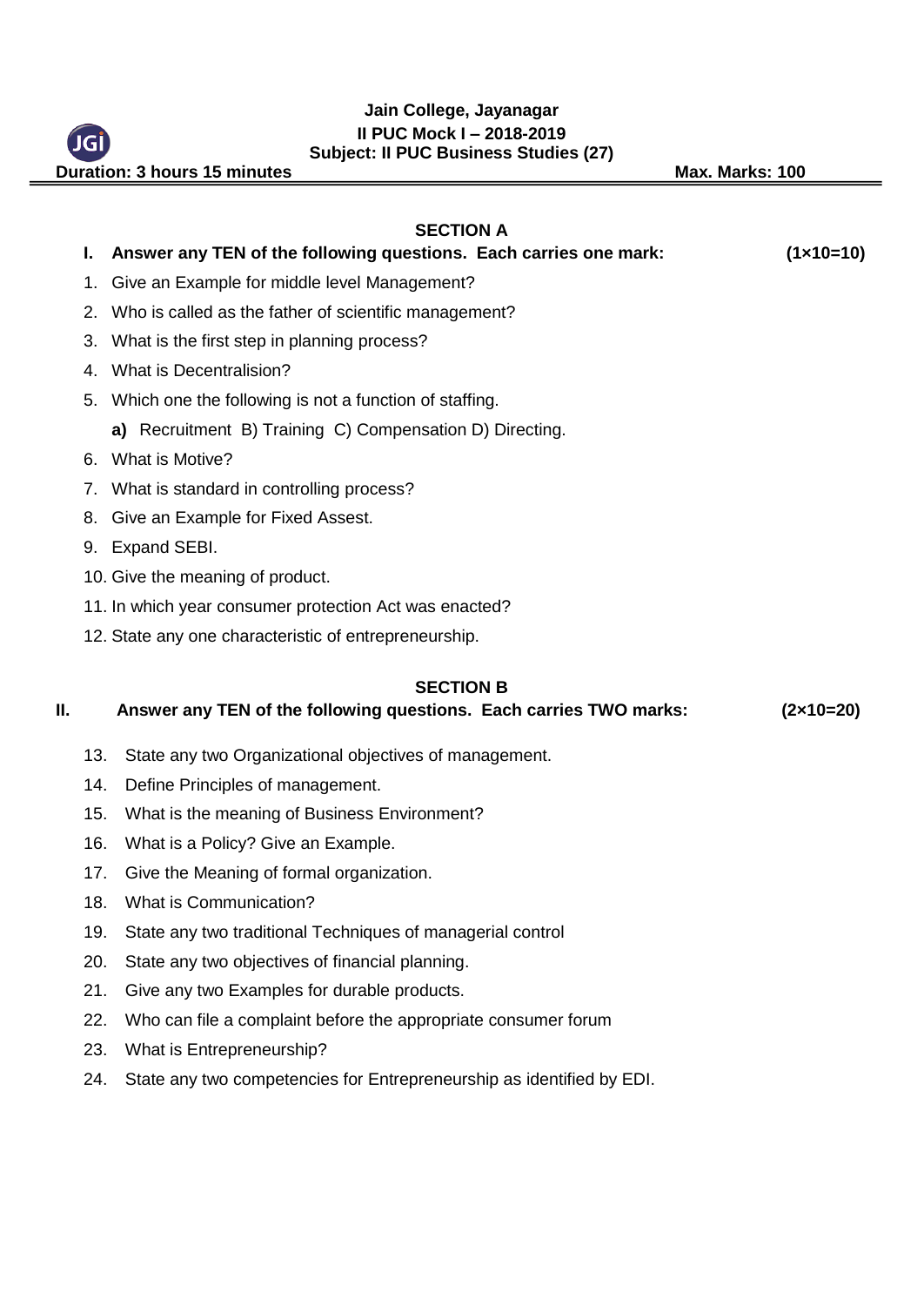**Jain College, Jayanagar**
**II PUC Mock I – 2018-2019**
**Subject: II PUC Business Studies (27)**

**Duration: 3 hours 15 minutes** **Max. Marks: 100**

## SECTION A

**I. Answer any TEN of the following questions. Each carries one mark: (1×10=10)**

1. Give an Example for middle level Management?
2. Who is called as the father of scientific management?
3. What is the first step in planning process?
4. What is Decentralisation?
5. Which one the following is not a function of staffing.
   **a)** Recruitment B) Training C) Compensation D) Directing.
6. What is Motive?
7. What is standard in controlling process?
8. Give an Example for Fixed Assest.
9. Expand SEBI.
10. Give the meaning of product.
11. In which year consumer protection Act was enacted?
12. State any one characteristic of entrepreneurship.

## SECTION B

**II. Answer any TEN of the following questions. Each carries TWO marks: (2×10=20)**

13. State any two Organizational objectives of management.
14. Define Principles of management.
15. What is the meaning of Business Environment?
16. What is a Policy? Give an Example.
17. Give the Meaning of formal organization.
18. What is Communication?
19. State any two traditional Techniques of managerial control
20. State any two objectives of financial planning.
21. Give any two Examples for durable products.
22. Who can file a complaint before the appropriate consumer forum
23. What is Entrepreneurship?
24. State any two competencies for Entrepreneurship as identified by EDI.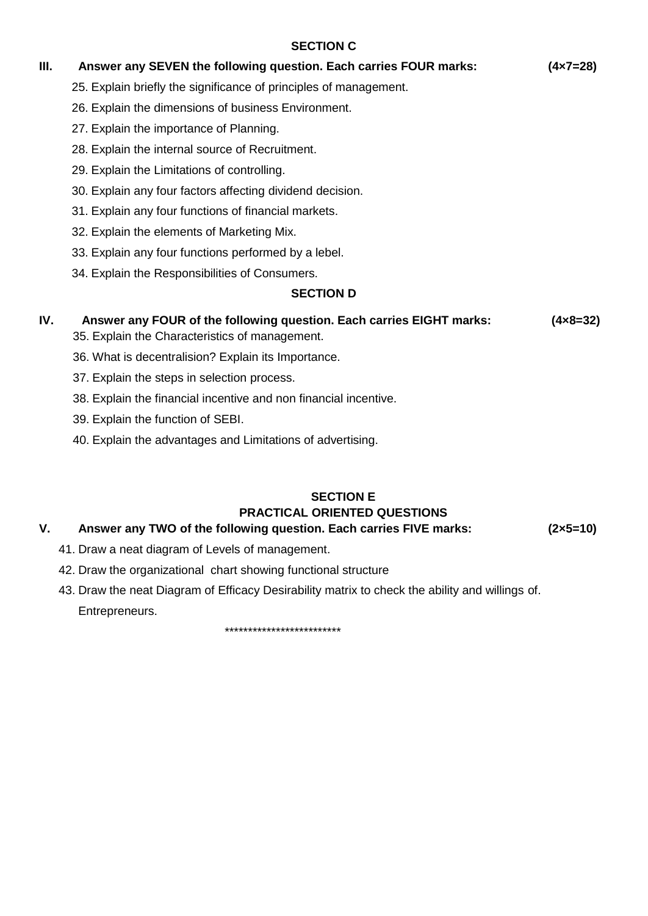## SECTION C

**III. Answer any SEVEN the following question. Each carries FOUR marks: (4×7=28)**

25. Explain briefly the significance of principles of management.
26. Explain the dimensions of business Environment.
27. Explain the importance of Planning.
28. Explain the internal source of Recruitment.
29. Explain the Limitations of controlling.
30. Explain any four factors affecting dividend decision.
31. Explain any four functions of financial markets.
32. Explain the elements of Marketing Mix.
33. Explain any four functions performed by a lebel.
34. Explain the Responsibilities of Consumers.

## SECTION D

**IV. Answer any FOUR of the following question. Each carries EIGHT marks: (4×8=32)**

35. Explain the Characteristics of management.
36. What is decentralisation? Explain its Importance.
37. Explain the steps in selection process.
38. Explain the financial incentive and non financial incentive.
39. Explain the function of SEBI.
40. Explain the advantages and Limitations of advertising.

## SECTION E
## PRACTICAL ORIENTED QUESTIONS

**V. Answer any TWO of the following question. Each carries FIVE marks: (2×5=10)**

41. Draw a neat diagram of Levels of management.
42. Draw the organizational chart showing functional structure
43. Draw the neat Diagram of Efficacy Desirability matrix to check the ability and willings of. Entrepreneurs.

*************************